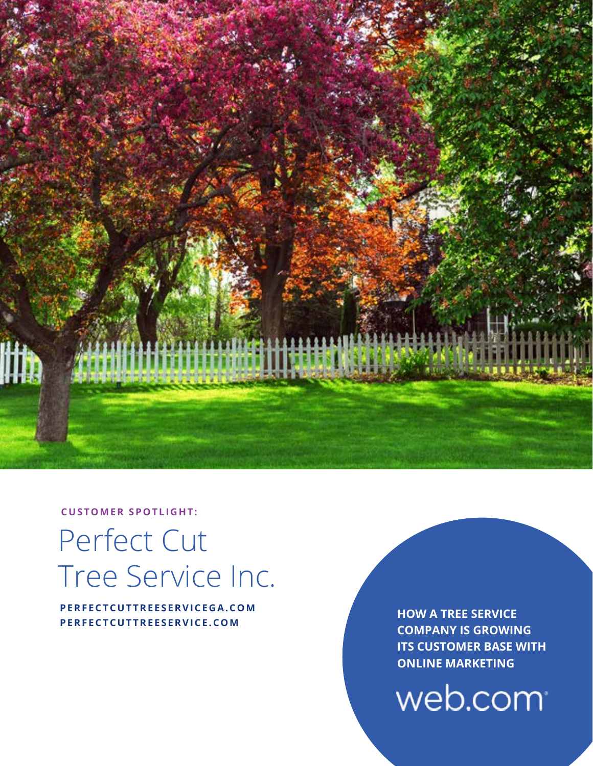**CUSTOMER SPOTLIGHT:**

# Perfect Cut Tree Service Inc.

**PERFECTCUTTREESERVICEGA.COM**
**PERFECTCUTTREESERVICE.COM**

**HOW A TREE SERVICE COMPANY IS GROWING ITS CUSTOMER BASE WITH ONLINE MARKETING**

web.com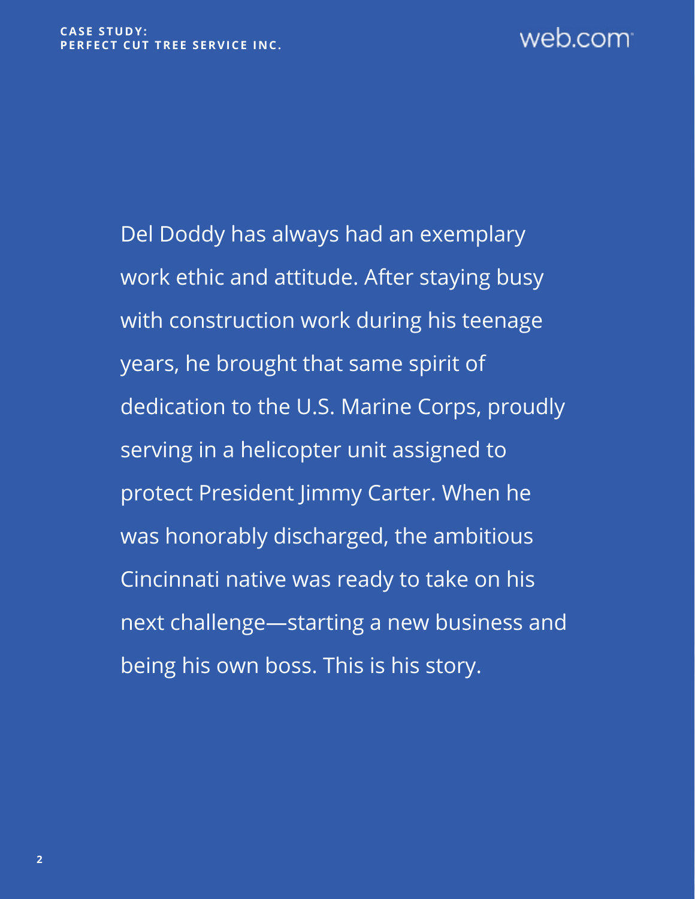Del Doddy has always had an exemplary work ethic and attitude. After staying busy with construction work during his teenage years, he brought that same spirit of dedication to the U.S. Marine Corps, proudly serving in a helicopter unit assigned to protect President Jimmy Carter. When he was honorably discharged, the ambitious Cincinnati native was ready to take on his next challenge—starting a new business and being his own boss. This is his story.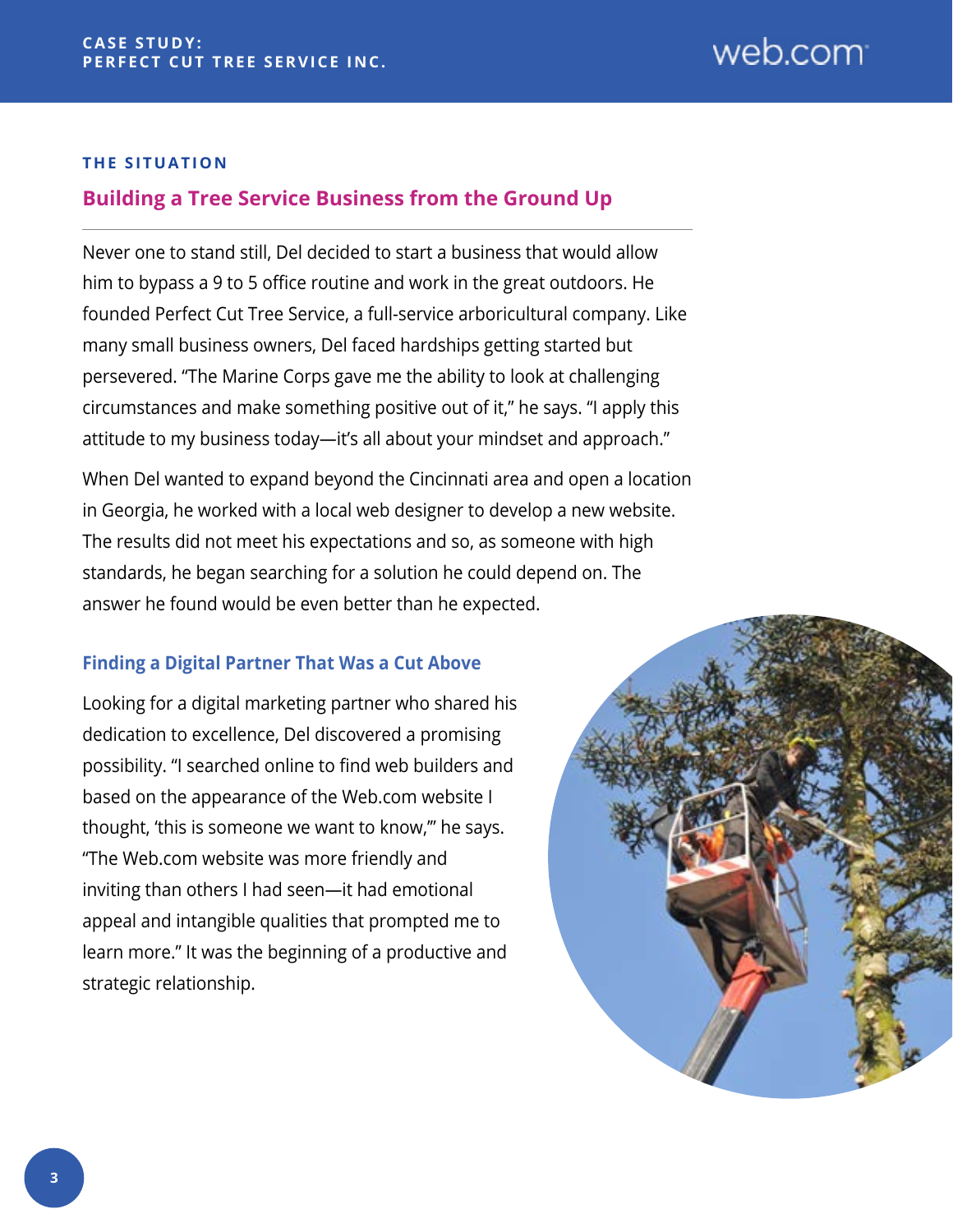## THE SITUATION

### Building a Tree Service Business from the Ground Up

Never one to stand still, Del decided to start a business that would allow him to bypass a 9 to 5 office routine and work in the great outdoors. He founded Perfect Cut Tree Service, a full-service arboricultural company. Like many small business owners, Del faced hardships getting started but persevered. "The Marine Corps gave me the ability to look at challenging circumstances and make something positive out of it," he says. "I apply this attitude to my business today—it's all about your mindset and approach."

When Del wanted to expand beyond the Cincinnati area and open a location in Georgia, he worked with a local web designer to develop a new website. The results did not meet his expectations and so, as someone with high standards, he began searching for a solution he could depend on. The answer he found would be even better than he expected.

### Finding a Digital Partner That Was a Cut Above

Looking for a digital marketing partner who shared his dedication to excellence, Del discovered a promising possibility. "I searched online to find web builders and based on the appearance of the Web.com website I thought, 'this is someone we want to know,'" he says. "The Web.com website was more friendly and inviting than others I had seen—it had emotional appeal and intangible qualities that prompted me to learn more." It was the beginning of a productive and strategic relationship.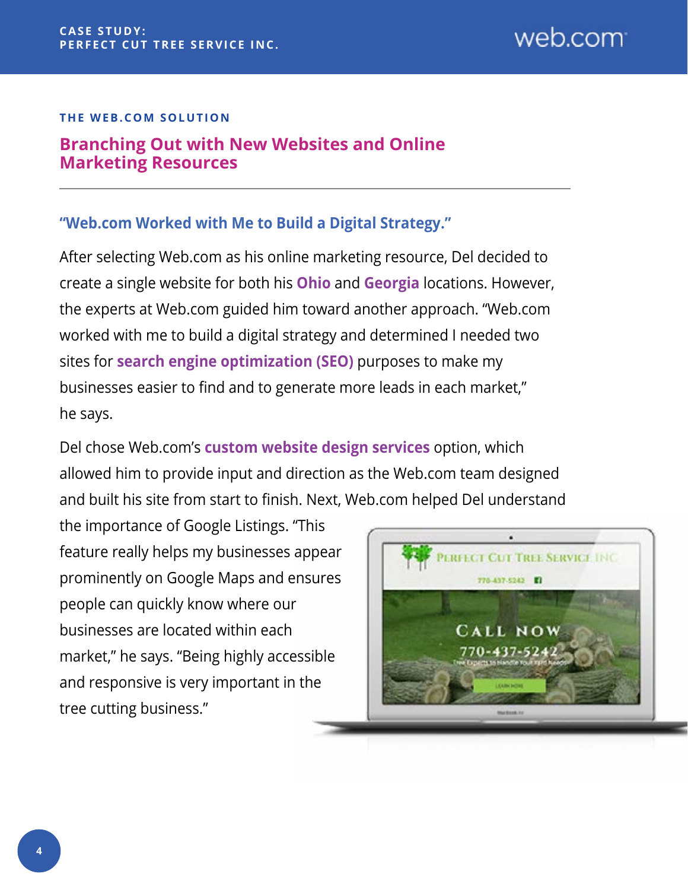## THE WEB.COM SOLUTION

# Branching Out with New Websites and Online Marketing Resources

### "Web.com Worked with Me to Build a Digital Strategy."

After selecting Web.com as his online marketing resource, Del decided to create a single website for both his **Ohio** and **Georgia** locations. However, the experts at Web.com guided him toward another approach. "Web.com worked with me to build a digital strategy and determined I needed two sites for **search engine optimization (SEO)** purposes to make my businesses easier to find and to generate more leads in each market," he says.

Del chose Web.com's **custom website design services** option, which allowed him to provide input and direction as the Web.com team designed and built his site from start to finish. Next, Web.com helped Del understand the importance of Google Listings. "This feature really helps my businesses appear prominently on Google Maps and ensures people can quickly know where our businesses are located within each market," he says. "Being highly accessible and responsive is very important in the tree cutting business."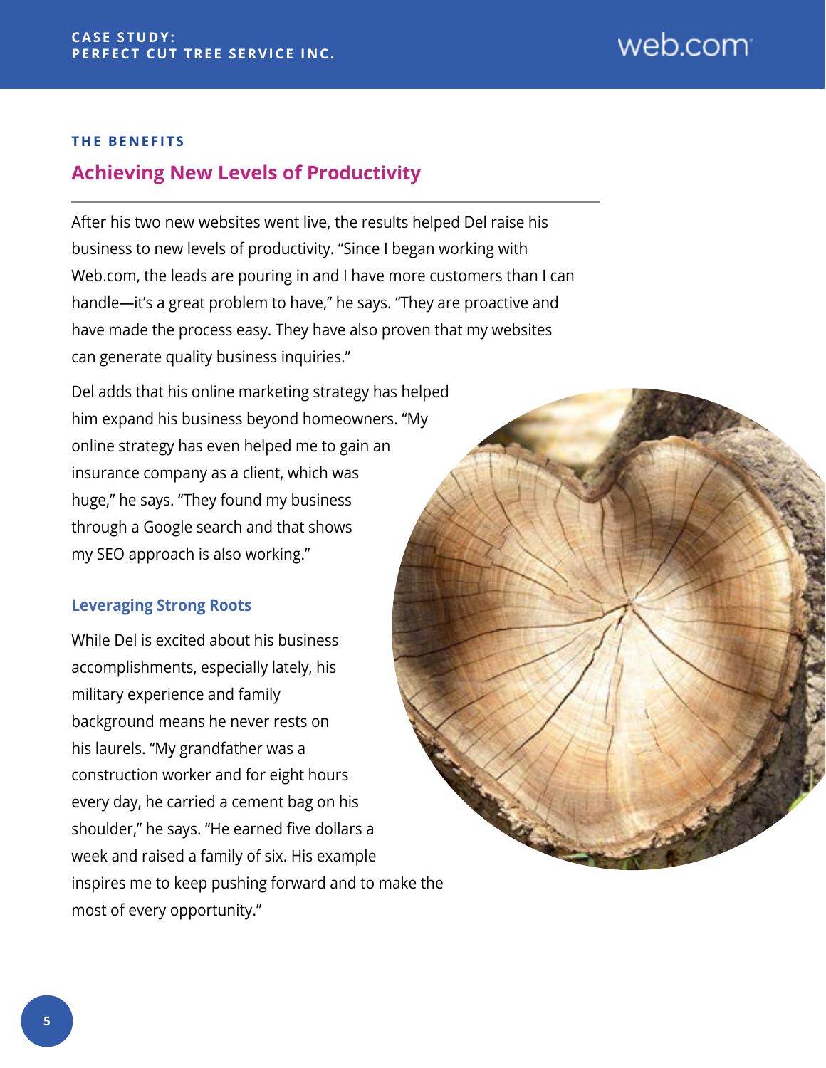### THE BENEFITS

## Achieving New Levels of Productivity

After his two new websites went live, the results helped Del raise his business to new levels of productivity. "Since I began working with Web.com, the leads are pouring in and I have more customers than I can handle—it's a great problem to have," he says. "They are proactive and have made the process easy. They have also proven that my websites can generate quality business inquiries."

Del adds that his online marketing strategy has helped him expand his business beyond homeowners. "My online strategy has even helped me to gain an insurance company as a client, which was huge," he says. "They found my business through a Google search and that shows my SEO approach is also working."

### Leveraging Strong Roots

While Del is excited about his business accomplishments, especially lately, his military experience and family background means he never rests on his laurels. "My grandfather was a construction worker and for eight hours every day, he carried a cement bag on his shoulder," he says. "He earned five dollars a week and raised a family of six. His example inspires me to keep pushing forward and to make the most of every opportunity."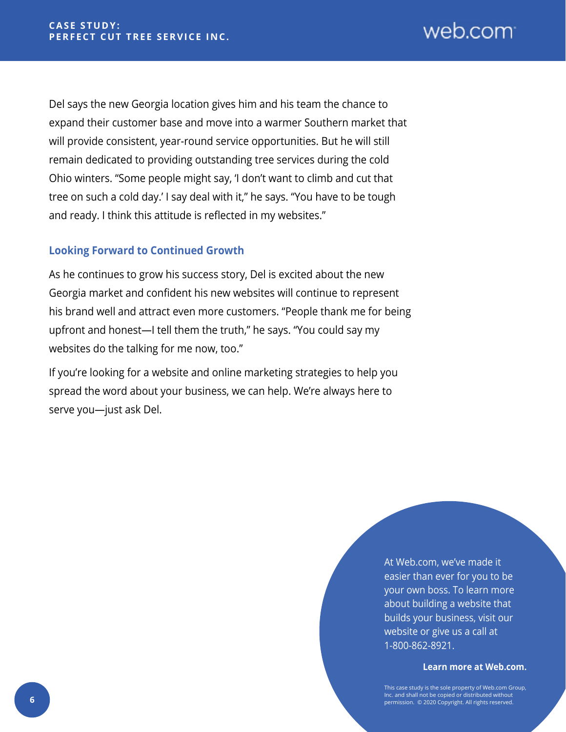Del says the new Georgia location gives him and his team the chance to expand their customer base and move into a warmer Southern market that will provide consistent, year-round service opportunities. But he will still remain dedicated to providing outstanding tree services during the cold Ohio winters. “Some people might say, ‘I don’t want to climb and cut that tree on such a cold day.’ I say deal with it,” he says. “You have to be tough and ready. I think this attitude is reflected in my websites.”

## Looking Forward to Continued Growth

As he continues to grow his success story, Del is excited about the new Georgia market and confident his new websites will continue to represent his brand well and attract even more customers. “People thank me for being upfront and honest—I tell them the truth,” he says. “You could say my websites do the talking for me now, too.”

If you’re looking for a website and online marketing strategies to help you spread the word about your business, we can help. We’re always here to serve you—just ask Del.

At Web.com, we’ve made it easier than ever for you to be your own boss. To learn more about building a website that builds your business, visit our website or give us a call at 1-800-862-8921.

**Learn more at Web.com.**

This case study is the sole property of Web.com Group, Inc. and shall not be copied or distributed without permission. © 2020 Copyright. All rights reserved.